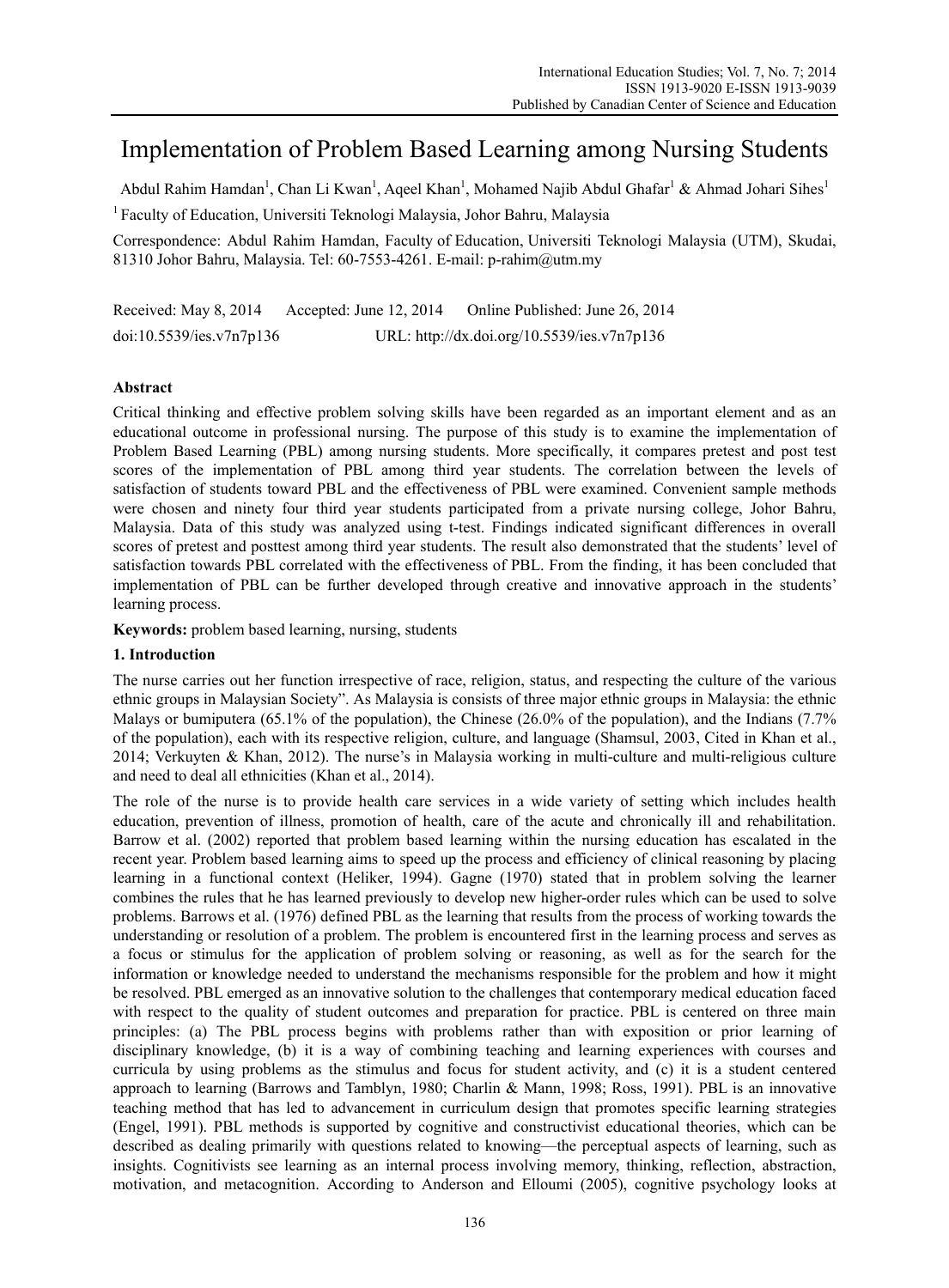# Implementation of Problem Based Learning among Nursing Students

Abdul Rahim Hamdan[1], Chan Li Kwan[1], Aqeel Khan[1], Mohamed Najib Abdul Ghafar[1] & Ahmad Johari Sihes[1]

[1] Faculty of Education, Universiti Teknologi Malaysia, Johor Bahru, Malaysia

Correspondence: Abdul Rahim Hamdan, Faculty of Education, Universiti Teknologi Malaysia (UTM), Skudai, 81310 Johor Bahru, Malaysia. Tel: 60-7553-4261. E-mail: p-rahim@utm.my

Received: May 8, 2014 Accepted: June 12, 2014 Online Published: June 26, 2014

doi:10.5539/ies.v7n7p136 URL: http://dx.doi.org/10.5539/ies.v7n7p136

## Abstract

Critical thinking and effective problem solving skills have been regarded as an important element and as an educational outcome in professional nursing. The purpose of this study is to examine the implementation of Problem Based Learning (PBL) among nursing students. More specifically, it compares pretest and post test scores of the implementation of PBL among third year students. The correlation between the levels of satisfaction of students toward PBL and the effectiveness of PBL were examined. Convenient sample methods were chosen and ninety four third year students participated from a private nursing college, Johor Bahru, Malaysia. Data of this study was analyzed using t-test. Findings indicated significant differences in overall scores of pretest and posttest among third year students. The result also demonstrated that the students' level of satisfaction towards PBL correlated with the effectiveness of PBL. From the finding, it has been concluded that implementation of PBL can be further developed through creative and innovative approach in the students' learning process.

**Keywords:** problem based learning, nursing, students

## 1. Introduction

The nurse carries out her function irrespective of race, religion, status, and respecting the culture of the various ethnic groups in Malaysian Society". As Malaysia is consists of three major ethnic groups in Malaysia: the ethnic Malays or bumiputera (65.1% of the population), the Chinese (26.0% of the population), and the Indians (7.7% of the population), each with its respective religion, culture, and language (Shamsul, 2003, Cited in Khan et al., 2014; Verkuyten & Khan, 2012). The nurse's in Malaysia working in multi-culture and multi-religious culture and need to deal all ethnicities (Khan et al., 2014).

The role of the nurse is to provide health care services in a wide variety of setting which includes health education, prevention of illness, promotion of health, care of the acute and chronically ill and rehabilitation. Barrow et al. (2002) reported that problem based learning within the nursing education has escalated in the recent year. Problem based learning aims to speed up the process and efficiency of clinical reasoning by placing learning in a functional context (Heliker, 1994). Gagne (1970) stated that in problem solving the learner combines the rules that he has learned previously to develop new higher-order rules which can be used to solve problems. Barrows et al. (1976) defined PBL as the learning that results from the process of working towards the understanding or resolution of a problem. The problem is encountered first in the learning process and serves as a focus or stimulus for the application of problem solving or reasoning, as well as for the search for the information or knowledge needed to understand the mechanisms responsible for the problem and how it might be resolved. PBL emerged as an innovative solution to the challenges that contemporary medical education faced with respect to the quality of student outcomes and preparation for practice. PBL is centered on three main principles: (a) The PBL process begins with problems rather than with exposition or prior learning of disciplinary knowledge, (b) it is a way of combining teaching and learning experiences with courses and curricula by using problems as the stimulus and focus for student activity, and (c) it is a student centered approach to learning (Barrows and Tamblyn, 1980; Charlin & Mann, 1998; Ross, 1991). PBL is an innovative teaching method that has led to advancement in curriculum design that promotes specific learning strategies (Engel, 1991). PBL methods is supported by cognitive and constructivist educational theories, which can be described as dealing primarily with questions related to knowing—the perceptual aspects of learning, such as insights. Cognitivists see learning as an internal process involving memory, thinking, reflection, abstraction, motivation, and metacognition. According to Anderson and Elloumi (2005), cognitive psychology looks at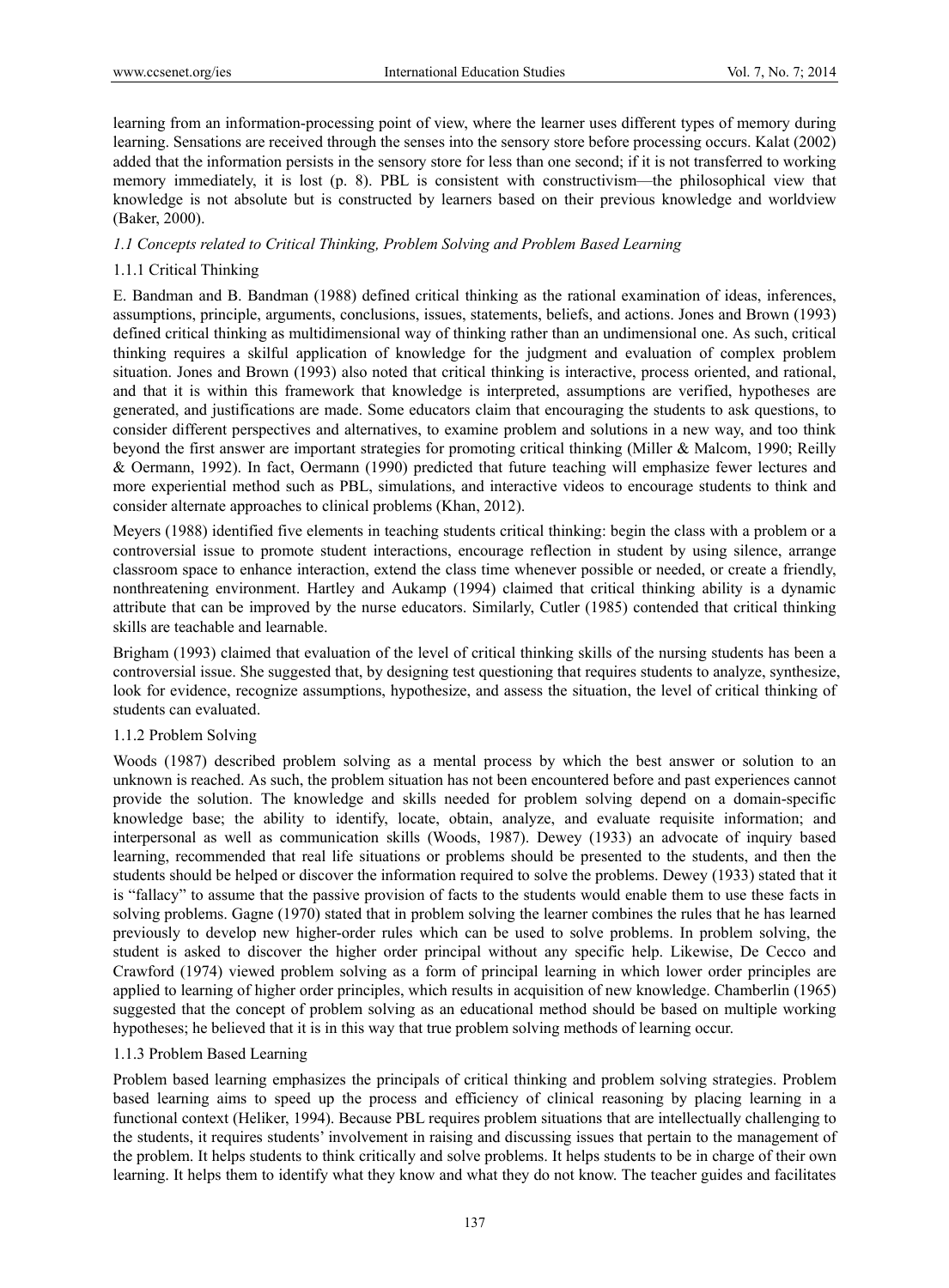learning from an information-processing point of view, where the learner uses different types of memory during learning. Sensations are received through the senses into the sensory store before processing occurs. Kalat (2002) added that the information persists in the sensory store for less than one second; if it is not transferred to working memory immediately, it is lost (p. 8). PBL is consistent with constructivism—the philosophical view that knowledge is not absolute but is constructed by learners based on their previous knowledge and worldview (Baker, 2000).

### *1.1 Concepts related to Critical Thinking, Problem Solving and Problem Based Learning*

#### 1.1.1 Critical Thinking

E. Bandman and B. Bandman (1988) defined critical thinking as the rational examination of ideas, inferences, assumptions, principle, arguments, conclusions, issues, statements, beliefs, and actions. Jones and Brown (1993) defined critical thinking as multidimensional way of thinking rather than an undimensional one. As such, critical thinking requires a skilful application of knowledge for the judgment and evaluation of complex problem situation. Jones and Brown (1993) also noted that critical thinking is interactive, process oriented, and rational, and that it is within this framework that knowledge is interpreted, assumptions are verified, hypotheses are generated, and justifications are made. Some educators claim that encouraging the students to ask questions, to consider different perspectives and alternatives, to examine problem and solutions in a new way, and too think beyond the first answer are important strategies for promoting critical thinking (Miller & Malcom, 1990; Reilly & Oermann, 1992). In fact, Oermann (1990) predicted that future teaching will emphasize fewer lectures and more experiential method such as PBL, simulations, and interactive videos to encourage students to think and consider alternate approaches to clinical problems (Khan, 2012).

Meyers (1988) identified five elements in teaching students critical thinking: begin the class with a problem or a controversial issue to promote student interactions, encourage reflection in student by using silence, arrange classroom space to enhance interaction, extend the class time whenever possible or needed, or create a friendly, nonthreatening environment. Hartley and Aukamp (1994) claimed that critical thinking ability is a dynamic attribute that can be improved by the nurse educators. Similarly, Cutler (1985) contended that critical thinking skills are teachable and learnable.

Brigham (1993) claimed that evaluation of the level of critical thinking skills of the nursing students has been a controversial issue. She suggested that, by designing test questioning that requires students to analyze, synthesize, look for evidence, recognize assumptions, hypothesize, and assess the situation, the level of critical thinking of students can evaluated.

#### 1.1.2 Problem Solving

Woods (1987) described problem solving as a mental process by which the best answer or solution to an unknown is reached. As such, the problem situation has not been encountered before and past experiences cannot provide the solution. The knowledge and skills needed for problem solving depend on a domain-specific knowledge base; the ability to identify, locate, obtain, analyze, and evaluate requisite information; and interpersonal as well as communication skills (Woods, 1987). Dewey (1933) an advocate of inquiry based learning, recommended that real life situations or problems should be presented to the students, and then the students should be helped or discover the information required to solve the problems. Dewey (1933) stated that it is "fallacy" to assume that the passive provision of facts to the students would enable them to use these facts in solving problems. Gagne (1970) stated that in problem solving the learner combines the rules that he has learned previously to develop new higher-order rules which can be used to solve problems. In problem solving, the student is asked to discover the higher order principal without any specific help. Likewise, De Cecco and Crawford (1974) viewed problem solving as a form of principal learning in which lower order principles are applied to learning of higher order principles, which results in acquisition of new knowledge. Chamberlin (1965) suggested that the concept of problem solving as an educational method should be based on multiple working hypotheses; he believed that it is in this way that true problem solving methods of learning occur.

#### 1.1.3 Problem Based Learning

Problem based learning emphasizes the principals of critical thinking and problem solving strategies. Problem based learning aims to speed up the process and efficiency of clinical reasoning by placing learning in a functional context (Heliker, 1994). Because PBL requires problem situations that are intellectually challenging to the students, it requires students' involvement in raising and discussing issues that pertain to the management of the problem. It helps students to think critically and solve problems. It helps students to be in charge of their own learning. It helps them to identify what they know and what they do not know. The teacher guides and facilitates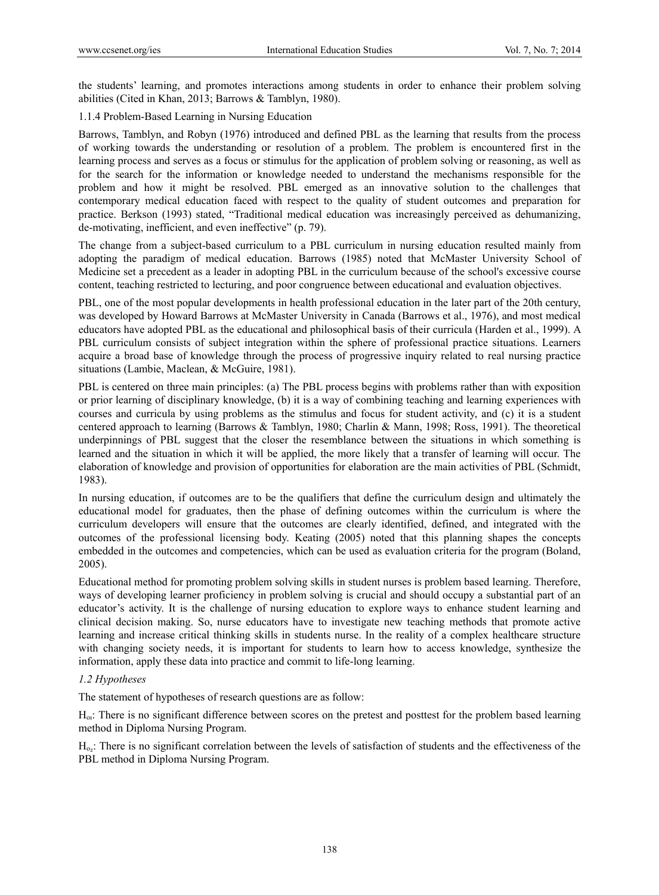the students' learning, and promotes interactions among students in order to enhance their problem solving abilities (Cited in Khan, 2013; Barrows & Tamblyn, 1980).

#### 1.1.4 Problem-Based Learning in Nursing Education

Barrows, Tamblyn, and Robyn (1976) introduced and defined PBL as the learning that results from the process of working towards the understanding or resolution of a problem. The problem is encountered first in the learning process and serves as a focus or stimulus for the application of problem solving or reasoning, as well as for the search for the information or knowledge needed to understand the mechanisms responsible for the problem and how it might be resolved. PBL emerged as an innovative solution to the challenges that contemporary medical education faced with respect to the quality of student outcomes and preparation for practice. Berkson (1993) stated, "Traditional medical education was increasingly perceived as dehumanizing, de-motivating, inefficient, and even ineffective" (p. 79).

The change from a subject-based curriculum to a PBL curriculum in nursing education resulted mainly from adopting the paradigm of medical education. Barrows (1985) noted that McMaster University School of Medicine set a precedent as a leader in adopting PBL in the curriculum because of the school's excessive course content, teaching restricted to lecturing, and poor congruence between educational and evaluation objectives.

PBL, one of the most popular developments in health professional education in the later part of the 20th century, was developed by Howard Barrows at McMaster University in Canada (Barrows et al., 1976), and most medical educators have adopted PBL as the educational and philosophical basis of their curricula (Harden et al., 1999). A PBL curriculum consists of subject integration within the sphere of professional practice situations. Learners acquire a broad base of knowledge through the process of progressive inquiry related to real nursing practice situations (Lambie, Maclean, & McGuire, 1981).

PBL is centered on three main principles: (a) The PBL process begins with problems rather than with exposition or prior learning of disciplinary knowledge, (b) it is a way of combining teaching and learning experiences with courses and curricula by using problems as the stimulus and focus for student activity, and (c) it is a student centered approach to learning (Barrows & Tamblyn, 1980; Charlin & Mann, 1998; Ross, 1991). The theoretical underpinnings of PBL suggest that the closer the resemblance between the situations in which something is learned and the situation in which it will be applied, the more likely that a transfer of learning will occur. The elaboration of knowledge and provision of opportunities for elaboration are the main activities of PBL (Schmidt, 1983).

In nursing education, if outcomes are to be the qualifiers that define the curriculum design and ultimately the educational model for graduates, then the phase of defining outcomes within the curriculum is where the curriculum developers will ensure that the outcomes are clearly identified, defined, and integrated with the outcomes of the professional licensing body. Keating (2005) noted that this planning shapes the concepts embedded in the outcomes and competencies, which can be used as evaluation criteria for the program (Boland, 2005).

Educational method for promoting problem solving skills in student nurses is problem based learning. Therefore, ways of developing learner proficiency in problem solving is crucial and should occupy a substantial part of an educator's activity. It is the challenge of nursing education to explore ways to enhance student learning and clinical decision making. So, nurse educators have to investigate new teaching methods that promote active learning and increase critical thinking skills in students nurse. In the reality of a complex healthcare structure with changing society needs, it is important for students to learn how to access knowledge, synthesize the information, apply these data into practice and commit to life-long learning.

### *1.2 Hypotheses*

The statement of hypotheses of research questions are as follow:

$H_{o1}$: There is no significant difference between scores on the pretest and posttest for the problem based learning method in Diploma Nursing Program.

$H_{o2}$: There is no significant correlation between the levels of satisfaction of students and the effectiveness of the PBL method in Diploma Nursing Program.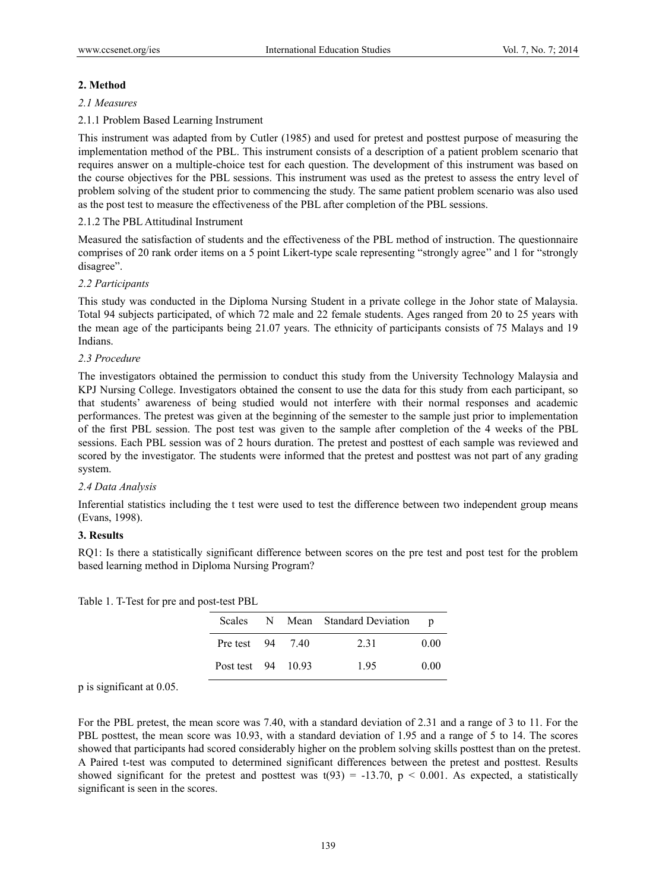## 2. Method

### *2.1 Measures*

2.1.1 Problem Based Learning Instrument

This instrument was adapted from by Cutler (1985) and used for pretest and posttest purpose of measuring the implementation method of the PBL. This instrument consists of a description of a patient problem scenario that requires answer on a multiple-choice test for each question. The development of this instrument was based on the course objectives for the PBL sessions. This instrument was used as the pretest to assess the entry level of problem solving of the student prior to commencing the study. The same patient problem scenario was also used as the post test to measure the effectiveness of the PBL after completion of the PBL sessions.

2.1.2 The PBL Attitudinal Instrument

Measured the satisfaction of students and the effectiveness of the PBL method of instruction. The questionnaire comprises of 20 rank order items on a 5 point Likert-type scale representing "strongly agree" and 1 for "strongly disagree".

### *2.2 Participants*

This study was conducted in the Diploma Nursing Student in a private college in the Johor state of Malaysia. Total 94 subjects participated, of which 72 male and 22 female students. Ages ranged from 20 to 25 years with the mean age of the participants being 21.07 years. The ethnicity of participants consists of 75 Malays and 19 Indians.

### *2.3 Procedure*

The investigators obtained the permission to conduct this study from the University Technology Malaysia and KPJ Nursing College. Investigators obtained the consent to use the data for this study from each participant, so that students' awareness of being studied would not interfere with their normal responses and academic performances. The pretest was given at the beginning of the semester to the sample just prior to implementation of the first PBL session. The post test was given to the sample after completion of the 4 weeks of the PBL sessions. Each PBL session was of 2 hours duration. The pretest and posttest of each sample was reviewed and scored by the investigator. The students were informed that the pretest and posttest was not part of any grading system.

### *2.4 Data Analysis*

Inferential statistics including the t test were used to test the difference between two independent group means (Evans, 1998).

## 3. Results

RQ1: Is there a statistically significant difference between scores on the pre test and post test for the problem based learning method in Diploma Nursing Program?

Table 1. T-Test for pre and post-test PBL

| Scales | N | Mean | Standard Deviation | p |
|---|---|---|---|---|
| Pre test | 94 | 7.40 | 2.31 | 0.00 |
| Post test | 94 | 10.93 | 1.95 | 0.00 |

p is significant at 0.05.

For the PBL pretest, the mean score was 7.40, with a standard deviation of 2.31 and a range of 3 to 11. For the PBL posttest, the mean score was 10.93, with a standard deviation of 1.95 and a range of 5 to 14. The scores showed that participants had scored considerably higher on the problem solving skills posttest than on the pretest. A Paired t-test was computed to determined significant differences between the pretest and posttest. Results showed significant for the pretest and posttest was $t(93) = -13.70$, $p < 0.001$. As expected, a statistically significant is seen in the scores.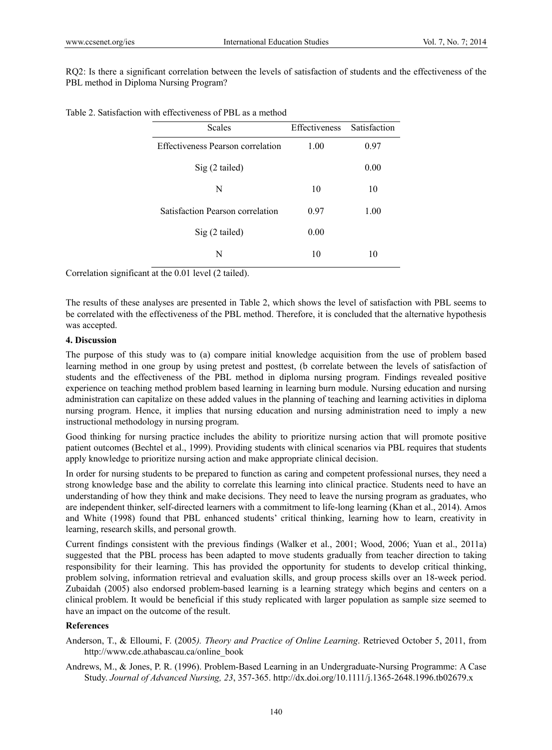RQ2: Is there a significant correlation between the levels of satisfaction of students and the effectiveness of the PBL method in Diploma Nursing Program?

Table 2. Satisfaction with effectiveness of PBL as a method

| Scales | Effectiveness | Satisfaction |
|---|---|---|
| Effectiveness Pearson correlation | 1.00 | 0.97 |
| Sig (2 tailed) | | 0.00 |
| N | 10 | 10 |
| Satisfaction Pearson correlation | 0.97 | 1.00 |
| Sig (2 tailed) | 0.00 | |
| N | 10 | 10 |

Correlation significant at the 0.01 level (2 tailed).

The results of these analyses are presented in Table 2, which shows the level of satisfaction with PBL seems to be correlated with the effectiveness of the PBL method. Therefore, it is concluded that the alternative hypothesis was accepted.

## 4. Discussion

The purpose of this study was to (a) compare initial knowledge acquisition from the use of problem based learning method in one group by using pretest and posttest, (b correlate between the levels of satisfaction of students and the effectiveness of the PBL method in diploma nursing program. Findings revealed positive experience on teaching method problem based learning in learning burn module. Nursing education and nursing administration can capitalize on these added values in the planning of teaching and learning activities in diploma nursing program. Hence, it implies that nursing education and nursing administration need to imply a new instructional methodology in nursing program.

Good thinking for nursing practice includes the ability to prioritize nursing action that will promote positive patient outcomes (Bechtel et al., 1999). Providing students with clinical scenarios via PBL requires that students apply knowledge to prioritize nursing action and make appropriate clinical decision.

In order for nursing students to be prepared to function as caring and competent professional nurses, they need a strong knowledge base and the ability to correlate this learning into clinical practice. Students need to have an understanding of how they think and make decisions. They need to leave the nursing program as graduates, who are independent thinker, self-directed learners with a commitment to life-long learning (Khan et al., 2014). Amos and White (1998) found that PBL enhanced students' critical thinking, learning how to learn, creativity in learning, research skills, and personal growth.

Current findings consistent with the previous findings (Walker et al., 2001; Wood, 2006; Yuan et al., 2011a) suggested that the PBL process has been adapted to move students gradually from teacher direction to taking responsibility for their learning. This has provided the opportunity for students to develop critical thinking, problem solving, information retrieval and evaluation skills, and group process skills over an 18-week period. Zubaidah (2005) also endorsed problem-based learning is a learning strategy which begins and centers on a clinical problem. It would be beneficial if this study replicated with larger population as sample size seemed to have an impact on the outcome of the result.

## References

Anderson, T., & Elloumi, F. (2005*). Theory and Practice of Online Learning*. Retrieved October 5, 2011, from http://www.cde.athabascau.ca/online_book

Andrews, M., & Jones, P. R. (1996). Problem-Based Learning in an Undergraduate-Nursing Programme: A Case Study. *Journal of Advanced Nursing, 23*, 357-365. http://dx.doi.org/10.1111/j.1365-2648.1996.tb02679.x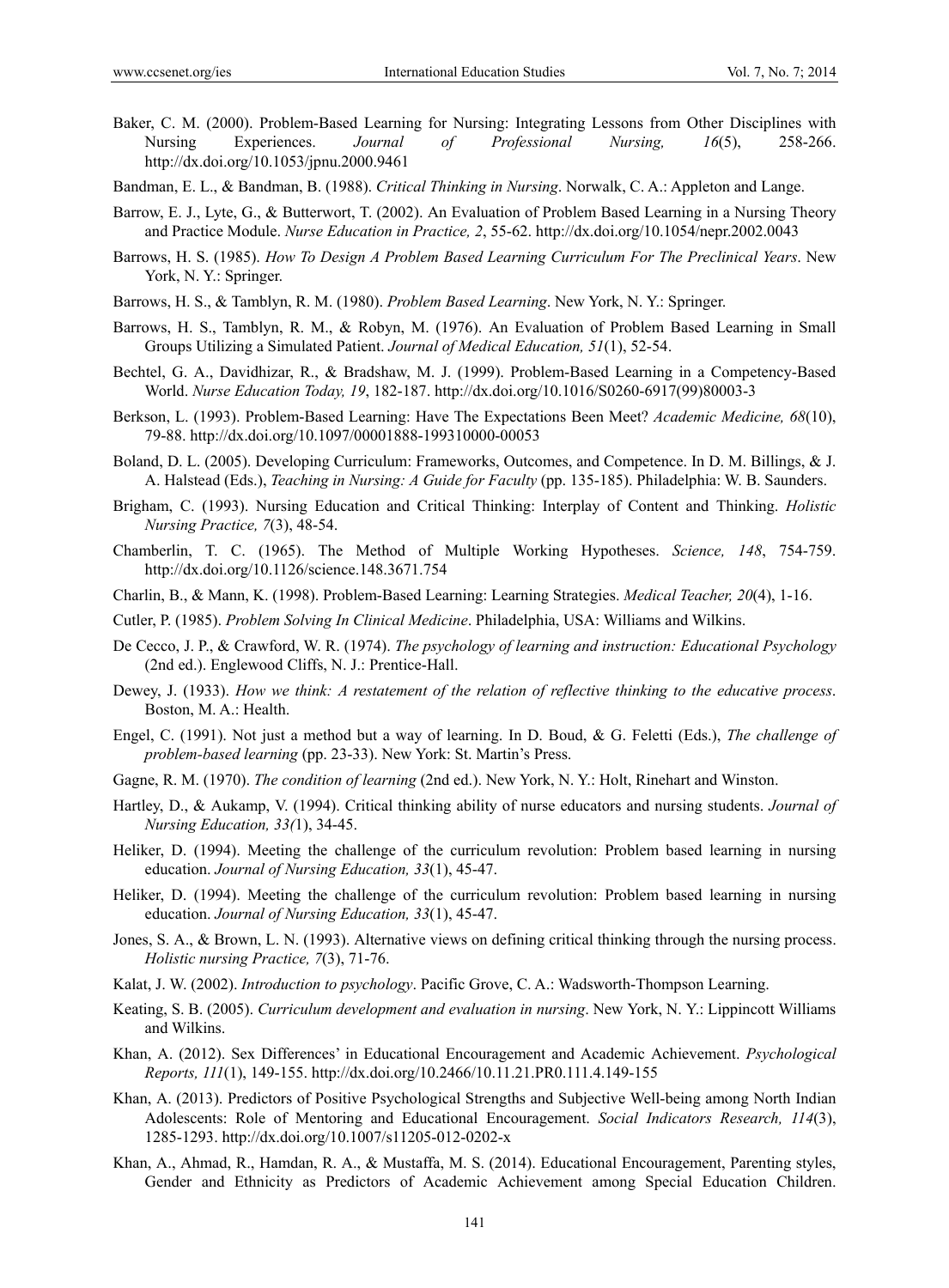Baker, C. M. (2000). Problem-Based Learning for Nursing: Integrating Lessons from Other Disciplines with Nursing Experiences. *Journal of Professional Nursing, 16*(5), 258-266. http://dx.doi.org/10.1053/jpnu.2000.9461

Bandman, E. L., & Bandman, B. (1988). *Critical Thinking in Nursing*. Norwalk, C. A.: Appleton and Lange.

Barrow, E. J., Lyte, G., & Butterwort, T. (2002). An Evaluation of Problem Based Learning in a Nursing Theory and Practice Module. *Nurse Education in Practice, 2*, 55-62. http://dx.doi.org/10.1054/nepr.2002.0043

Barrows, H. S. (1985). *How To Design A Problem Based Learning Curriculum For The Preclinical Years*. New York, N. Y.: Springer.

Barrows, H. S., & Tamblyn, R. M. (1980). *Problem Based Learning*. New York, N. Y.: Springer.

Barrows, H. S., Tamblyn, R. M., & Robyn, M. (1976). An Evaluation of Problem Based Learning in Small Groups Utilizing a Simulated Patient. *Journal of Medical Education, 51*(1), 52-54.

Bechtel, G. A., Davidhizar, R., & Bradshaw, M. J. (1999). Problem-Based Learning in a Competency-Based World. *Nurse Education Today, 19*, 182-187. http://dx.doi.org/10.1016/S0260-6917(99)80003-3

Berkson, L. (1993). Problem-Based Learning: Have The Expectations Been Meet? *Academic Medicine, 68*(10), 79-88. http://dx.doi.org/10.1097/00001888-199310000-00053

Boland, D. L. (2005). Developing Curriculum: Frameworks, Outcomes, and Competence. In D. M. Billings, & J. A. Halstead (Eds.), *Teaching in Nursing: A Guide for Faculty* (pp. 135-185). Philadelphia: W. B. Saunders.

Brigham, C. (1993). Nursing Education and Critical Thinking: Interplay of Content and Thinking. *Holistic Nursing Practice, 7*(3), 48-54.

Chamberlin, T. C. (1965). The Method of Multiple Working Hypotheses. *Science, 148*, 754-759. http://dx.doi.org/10.1126/science.148.3671.754

Charlin, B., & Mann, K. (1998). Problem-Based Learning: Learning Strategies. *Medical Teacher, 20*(4), 1-16.

Cutler, P. (1985). *Problem Solving In Clinical Medicine*. Philadelphia, USA: Williams and Wilkins.

De Cecco, J. P., & Crawford, W. R. (1974). *The psychology of learning and instruction: Educational Psychology* (2nd ed.). Englewood Cliffs, N. J.: Prentice-Hall.

Dewey, J. (1933). *How we think: A restatement of the relation of reflective thinking to the educative process*. Boston, M. A.: Health.

Engel, C. (1991). Not just a method but a way of learning. In D. Boud, & G. Feletti (Eds.), *The challenge of problem-based learning* (pp. 23-33). New York: St. Martin's Press.

Gagne, R. M. (1970). *The condition of learning* (2nd ed.). New York, N. Y.: Holt, Rinehart and Winston.

Hartley, D., & Aukamp, V. (1994). Critical thinking ability of nurse educators and nursing students. *Journal of Nursing Education, 33(*1), 34-45.

Heliker, D. (1994). Meeting the challenge of the curriculum revolution: Problem based learning in nursing education. *Journal of Nursing Education, 33*(1), 45-47.

Heliker, D. (1994). Meeting the challenge of the curriculum revolution: Problem based learning in nursing education. *Journal of Nursing Education, 33*(1), 45-47.

Jones, S. A., & Brown, L. N. (1993). Alternative views on defining critical thinking through the nursing process. *Holistic nursing Practice, 7*(3), 71-76.

Kalat, J. W. (2002). *Introduction to psychology*. Pacific Grove, C. A.: Wadsworth-Thompson Learning.

Keating, S. B. (2005). *Curriculum development and evaluation in nursing*. New York, N. Y.: Lippincott Williams and Wilkins.

Khan, A. (2012). Sex Differences' in Educational Encouragement and Academic Achievement. *Psychological Reports, 111*(1), 149-155. http://dx.doi.org/10.2466/10.11.21.PR0.111.4.149-155

Khan, A. (2013). Predictors of Positive Psychological Strengths and Subjective Well-being among North Indian Adolescents: Role of Mentoring and Educational Encouragement. *Social Indicators Research, 114*(3), 1285-1293. http://dx.doi.org/10.1007/s11205-012-0202-x

Khan, A., Ahmad, R., Hamdan, R. A., & Mustaffa, M. S. (2014). Educational Encouragement, Parenting styles, Gender and Ethnicity as Predictors of Academic Achievement among Special Education Children.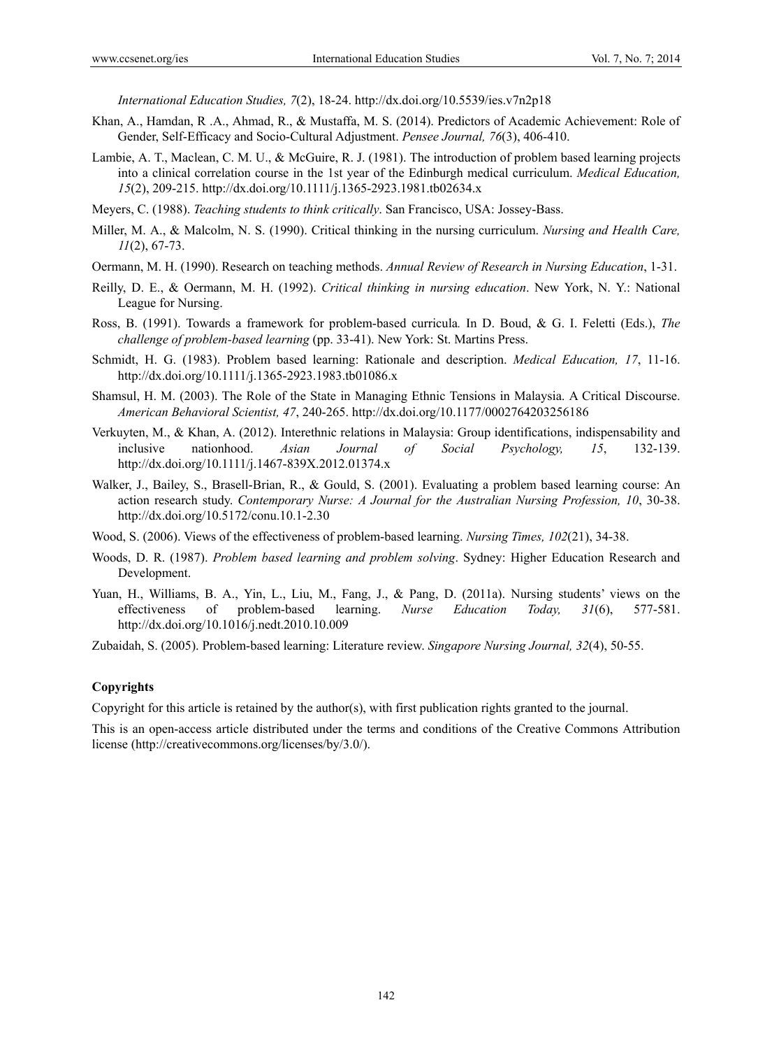*International Education Studies, 7*(2), 18-24. http://dx.doi.org/10.5539/ies.v7n2p18

Khan, A., Hamdan, R .A., Ahmad, R., & Mustaffa, M. S. (2014). Predictors of Academic Achievement: Role of Gender, Self-Efficacy and Socio-Cultural Adjustment. *Pensee Journal, 76*(3), 406-410.

Lambie, A. T., Maclean, C. M. U., & McGuire, R. J. (1981). The introduction of problem based learning projects into a clinical correlation course in the 1st year of the Edinburgh medical curriculum. *Medical Education, 15*(2), 209-215. http://dx.doi.org/10.1111/j.1365-2923.1981.tb02634.x

Meyers, C. (1988). *Teaching students to think critically*. San Francisco, USA: Jossey-Bass.

Miller, M. A., & Malcolm, N. S. (1990). Critical thinking in the nursing curriculum. *Nursing and Health Care, 11*(2), 67-73.

Oermann, M. H. (1990). Research on teaching methods. *Annual Review of Research in Nursing Education*, 1-31.

Reilly, D. E., & Oermann, M. H. (1992). *Critical thinking in nursing education*. New York, N. Y.: National League for Nursing.

Ross, B. (1991). Towards a framework for problem-based curricula*.* In D. Boud, & G. I. Feletti (Eds.), *The challenge of problem-based learning* (pp. 33-41). New York: St. Martins Press.

Schmidt, H. G. (1983). Problem based learning: Rationale and description. *Medical Education, 17*, 11-16. http://dx.doi.org/10.1111/j.1365-2923.1983.tb01086.x

Shamsul, H. M. (2003). The Role of the State in Managing Ethnic Tensions in Malaysia. A Critical Discourse. *American Behavioral Scientist, 47*, 240-265. http://dx.doi.org/10.1177/0002764203256186

Verkuyten, M., & Khan, A. (2012). Interethnic relations in Malaysia: Group identifications, indispensability and inclusive nationhood. *Asian Journal of Social Psychology, 15*, 132-139. http://dx.doi.org/10.1111/j.1467-839X.2012.01374.x

Walker, J., Bailey, S., Brasell-Brian, R., & Gould, S. (2001). Evaluating a problem based learning course: An action research study. *Contemporary Nurse: A Journal for the Australian Nursing Profession, 10*, 30-38. http://dx.doi.org/10.5172/conu.10.1-2.30

Wood, S. (2006). Views of the effectiveness of problem-based learning. *Nursing Times, 102*(21), 34-38.

Woods, D. R. (1987). *Problem based learning and problem solving*. Sydney: Higher Education Research and Development.

Yuan, H., Williams, B. A., Yin, L., Liu, M., Fang, J., & Pang, D. (2011a). Nursing students' views on the effectiveness of problem-based learning. *Nurse Education Today, 31*(6), 577-581. http://dx.doi.org/10.1016/j.nedt.2010.10.009

Zubaidah, S. (2005). Problem-based learning: Literature review. *Singapore Nursing Journal, 32*(4), 50-55.

### Copyrights

Copyright for this article is retained by the author(s), with first publication rights granted to the journal.

This is an open-access article distributed under the terms and conditions of the Creative Commons Attribution license (http://creativecommons.org/licenses/by/3.0/).